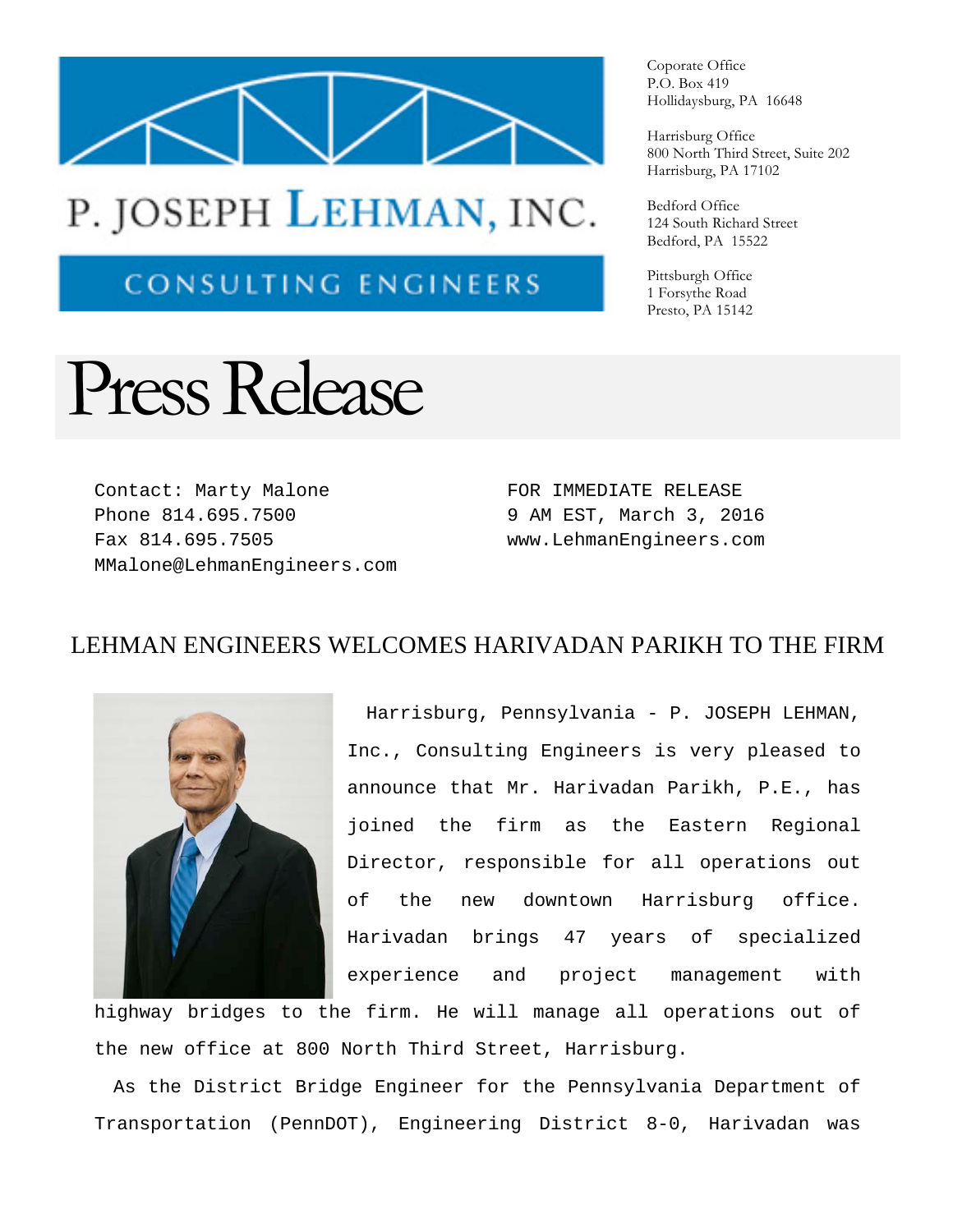P. JOSEPH LEHMAN, INC.

CONSULTING ENGINEERS

Coporate Office
P.O. Box 419
Hollidaysburg, PA 16648

Harrisburg Office
800 North Third Street, Suite 202
Harrisburg, PA 17102

Bedford Office
124 South Richard Street
Bedford, PA 15522

Pittsburgh Office
1 Forsythe Road
Presto, PA 15142

# Press Release

Contact: Marty Malone
Phone 814.695.7500
Fax 814.695.7505
MMalone@LehmanEngineers.com

FOR IMMEDIATE RELEASE
9 AM EST, March 3, 2016
www.LehmanEngineers.com

## LEHMAN ENGINEERS WELCOMES HARIVADAN PARIKH TO THE FIRM

Harrisburg, Pennsylvania - P. JOSEPH LEHMAN, Inc., Consulting Engineers is very pleased to announce that Mr. Harivadan Parikh, P.E., has joined the firm as the Eastern Regional Director, responsible for all operations out of the new downtown Harrisburg office. Harivadan brings 47 years of specialized experience and project management with highway bridges to the firm. He will manage all operations out of the new office at 800 North Third Street, Harrisburg.

As the District Bridge Engineer for the Pennsylvania Department of Transportation (PennDOT), Engineering District 8-0, Harivadan was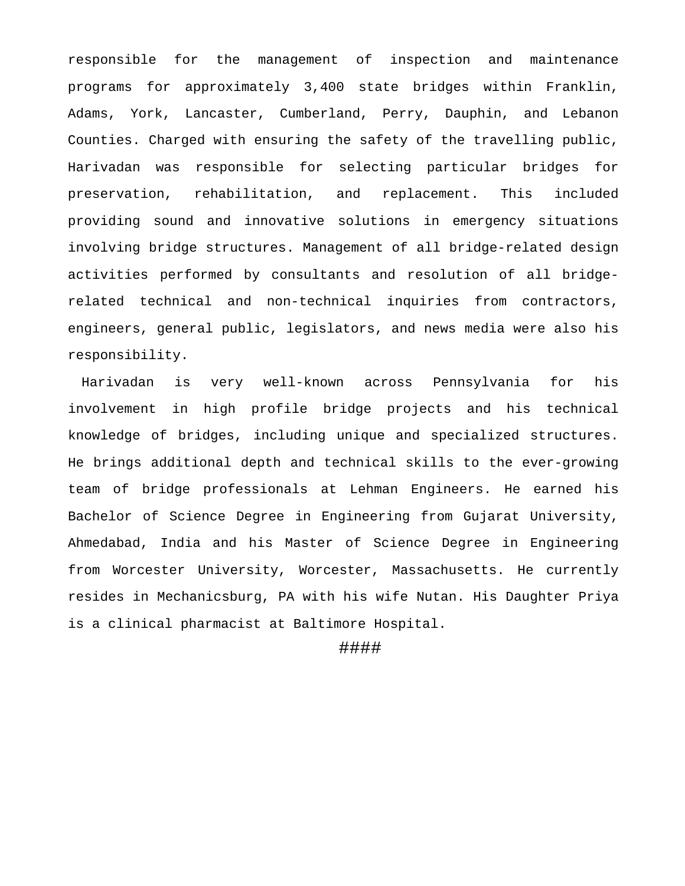responsible for the management of inspection and maintenance programs for approximately 3,400 state bridges within Franklin, Adams, York, Lancaster, Cumberland, Perry, Dauphin, and Lebanon Counties. Charged with ensuring the safety of the travelling public, Harivadan was responsible for selecting particular bridges for preservation, rehabilitation, and replacement. This included providing sound and innovative solutions in emergency situations involving bridge structures. Management of all bridge-related design activities performed by consultants and resolution of all bridge-related technical and non-technical inquiries from contractors, engineers, general public, legislators, and news media were also his responsibility.

Harivadan is very well-known across Pennsylvania for his involvement in high profile bridge projects and his technical knowledge of bridges, including unique and specialized structures. He brings additional depth and technical skills to the ever-growing team of bridge professionals at Lehman Engineers. He earned his Bachelor of Science Degree in Engineering from Gujarat University, Ahmedabad, India and his Master of Science Degree in Engineering from Worcester University, Worcester, Massachusetts. He currently resides in Mechanicsburg, PA with his wife Nutan. His Daughter Priya is a clinical pharmacist at Baltimore Hospital.

####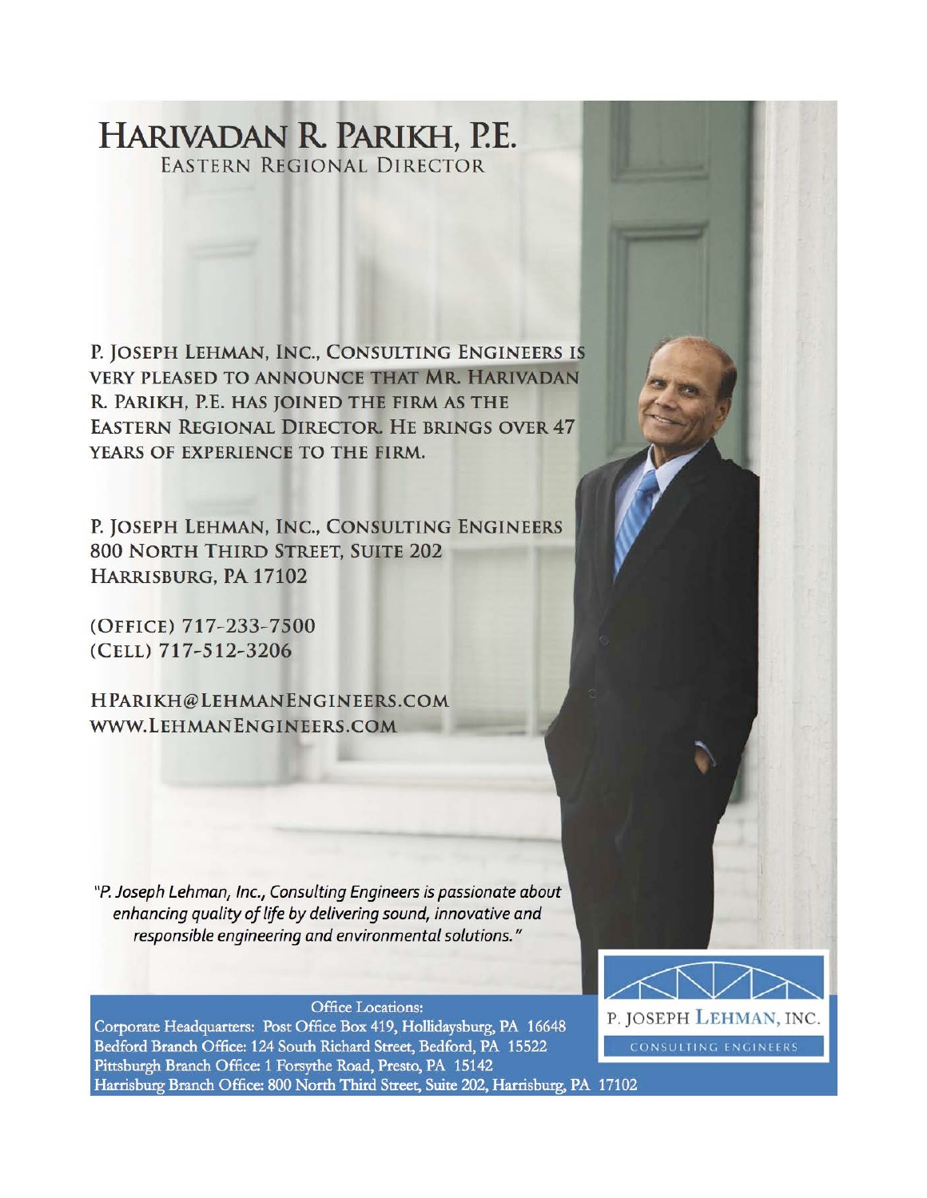# HARIVADAN R. PARIKH, P.E.

## EASTERN REGIONAL DIRECTOR

**P. JOSEPH LEHMAN, INC., CONSULTING ENGINEERS IS VERY PLEASED TO ANNOUNCE THAT MR. HARIVADAN R. PARIKH, P.E. HAS JOINED THE FIRM AS THE EASTERN REGIONAL DIRECTOR. HE BRINGS OVER 47 YEARS OF EXPERIENCE TO THE FIRM.**

P. JOSEPH LEHMAN, INC., CONSULTING ENGINEERS
800 NORTH THIRD STREET, SUITE 202
HARRISBURG, PA 17102

(OFFICE) 717-233-7500
(CELL) 717-512-3206

HPARIKH@LEHMANENGINEERS.COM
WWW.LEHMANENGINEERS.COM

*"P. Joseph Lehman, Inc., Consulting Engineers is passionate about enhancing quality of life by delivering sound, innovative and responsible engineering and environmental solutions."*

Office Locations:
Corporate Headquarters: Post Office Box 419, Hollidaysburg, PA 16648
Bedford Branch Office: 124 South Richard Street, Bedford, PA 15522
Pittsburgh Branch Office: 1 Forsythe Road, Presto, PA 15142
Harrisburg Branch Office: 800 North Third Street, Suite 202, Harrisburg, PA 17102

P. JOSEPH LEHMAN, INC.
CONSULTING ENGINEERS